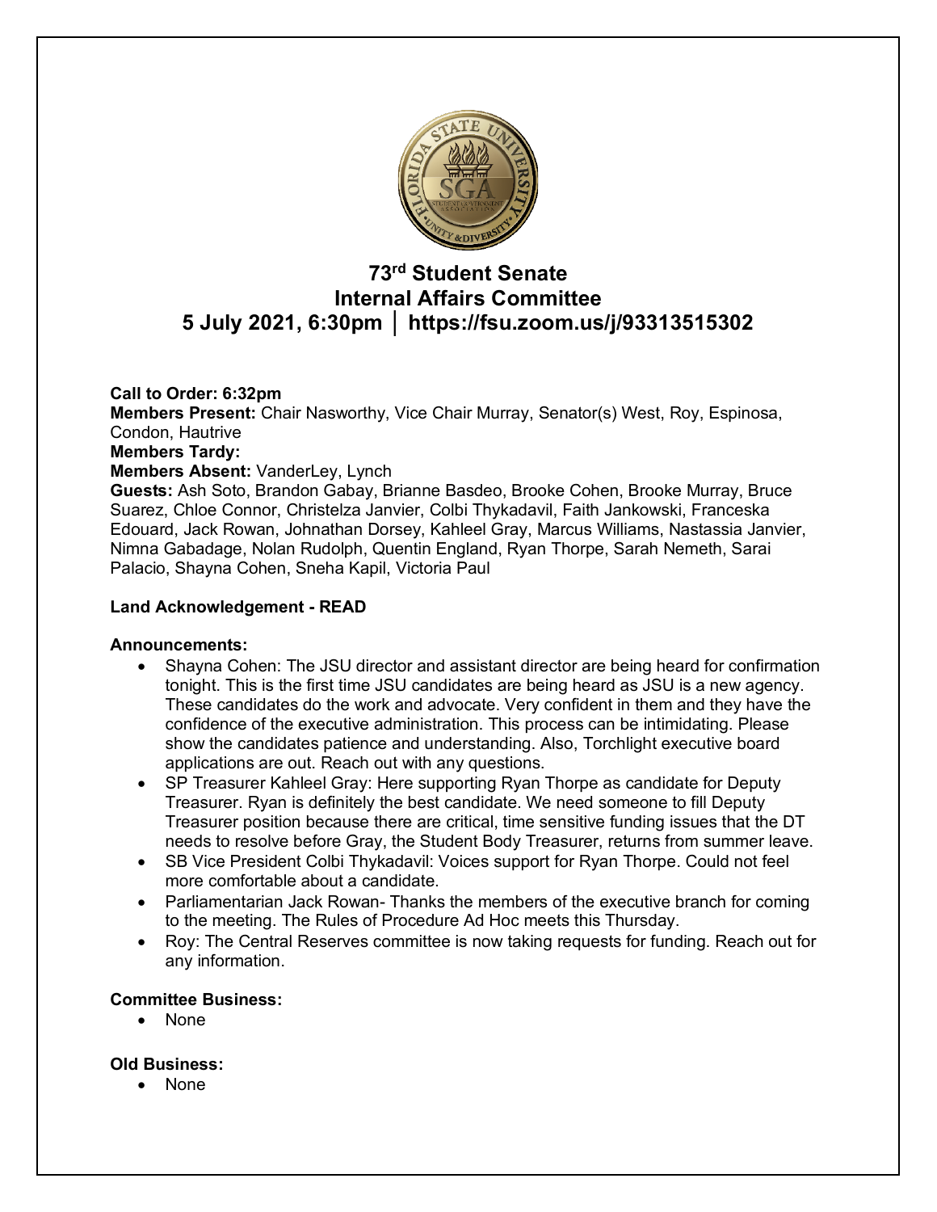# 73rd Student Senate
# Internal Affairs Committee
# 5 July 2021, 6:30pm │ https://fsu.zoom.us/j/93313515302

**Call to Order: 6:32pm**
**Members Present:** Chair Nasworthy, Vice Chair Murray, Senator(s) West, Roy, Espinosa, Condon, Hautrive
**Members Tardy:**
**Members Absent:** VanderLey, Lynch
**Guests:** Ash Soto, Brandon Gabay, Brianne Basdeo, Brooke Cohen, Brooke Murray, Bruce Suarez, Chloe Connor, Christelza Janvier, Colbi Thykadavil, Faith Jankowski, Franceska Edouard, Jack Rowan, Johnathan Dorsey, Kahleel Gray, Marcus Williams, Nastassia Janvier, Nimna Gabadage, Nolan Rudolph, Quentin England, Ryan Thorpe, Sarah Nemeth, Sarai Palacio, Shayna Cohen, Sneha Kapil, Victoria Paul

**Land Acknowledgement - READ**

**Announcements:**

- Shayna Cohen: The JSU director and assistant director are being heard for confirmation tonight. This is the first time JSU candidates are being heard as JSU is a new agency. These candidates do the work and advocate. Very confident in them and they have the confidence of the executive administration. This process can be intimidating. Please show the candidates patience and understanding. Also, Torchlight executive board applications are out. Reach out with any questions.
- SP Treasurer Kahleel Gray: Here supporting Ryan Thorpe as candidate for Deputy Treasurer. Ryan is definitely the best candidate. We need someone to fill Deputy Treasurer position because there are critical, time sensitive funding issues that the DT needs to resolve before Gray, the Student Body Treasurer, returns from summer leave.
- SB Vice President Colbi Thykadavil: Voices support for Ryan Thorpe. Could not feel more comfortable about a candidate.
- Parliamentarian Jack Rowan- Thanks the members of the executive branch for coming to the meeting. The Rules of Procedure Ad Hoc meets this Thursday.
- Roy: The Central Reserves committee is now taking requests for funding. Reach out for any information.

**Committee Business:**

- None

**Old Business:**

- None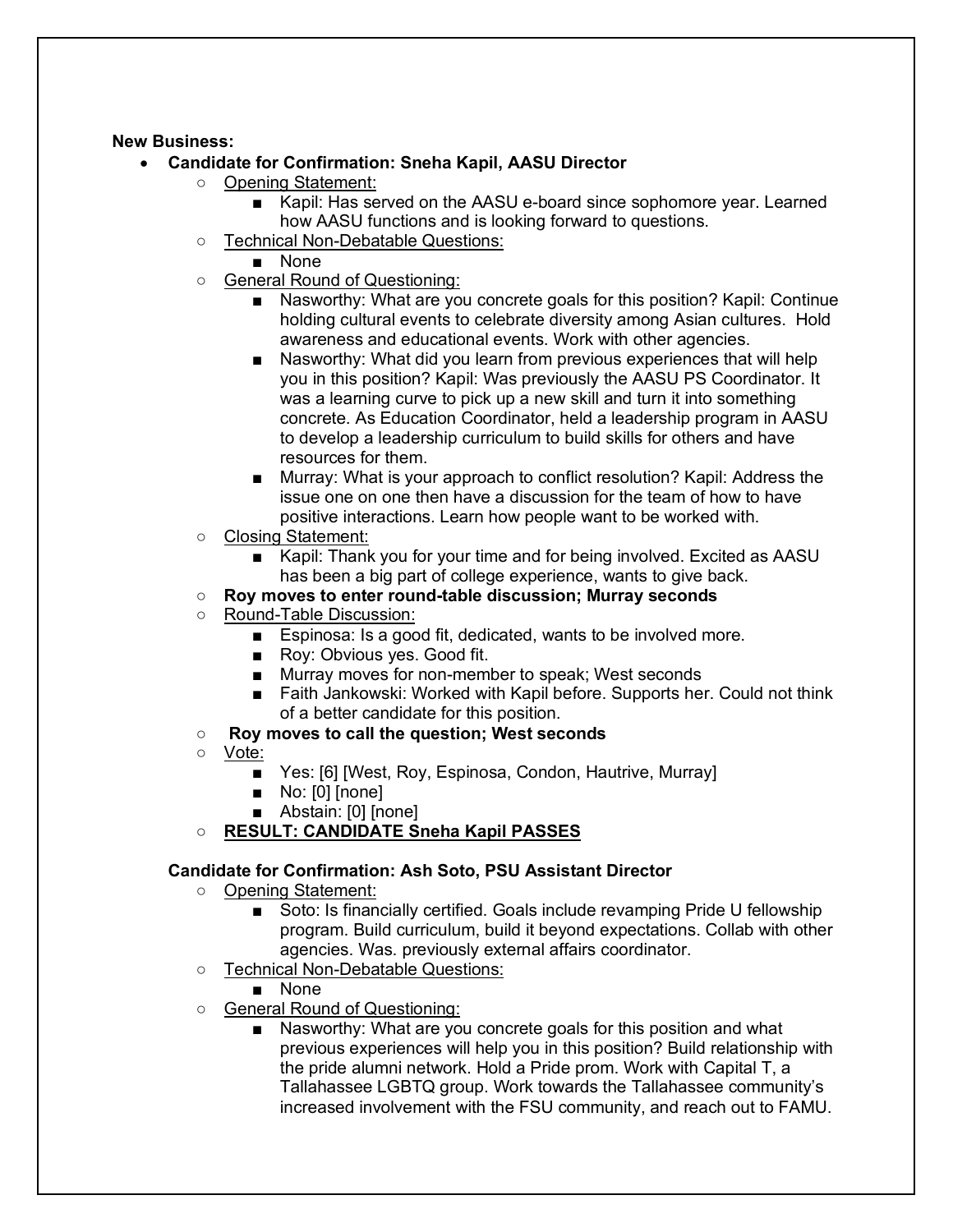**New Business:**

- **Candidate for Confirmation: Sneha Kapil, AASU Director**
  - Opening Statement:
    - Kapil: Has served on the AASU e-board since sophomore year. Learned how AASU functions and is looking forward to questions.
  - Technical Non-Debatable Questions:
    - None
  - General Round of Questioning:
    - Nasworthy: What are you concrete goals for this position? Kapil: Continue holding cultural events to celebrate diversity among Asian cultures. Hold awareness and educational events. Work with other agencies.
    - Nasworthy: What did you learn from previous experiences that will help you in this position? Kapil: Was previously the AASU PS Coordinator. It was a learning curve to pick up a new skill and turn it into something concrete. As Education Coordinator, held a leadership program in AASU to develop a leadership curriculum to build skills for others and have resources for them.
    - Murray: What is your approach to conflict resolution? Kapil: Address the issue one on one then have a discussion for the team of how to have positive interactions. Learn how people want to be worked with.
  - Closing Statement:
    - Kapil: Thank you for your time and for being involved. Excited as AASU has been a big part of college experience, wants to give back.
  - **Roy moves to enter round-table discussion; Murray seconds**
  - Round-Table Discussion:
    - Espinosa: Is a good fit, dedicated, wants to be involved more.
    - Roy: Obvious yes. Good fit.
    - Murray moves for non-member to speak; West seconds
    - Faith Jankowski: Worked with Kapil before. Supports her. Could not think of a better candidate for this position.
  - **Roy moves to call the question; West seconds**
  - Vote:
    - Yes: [6] [West, Roy, Espinosa, Condon, Hautrive, Murray]
    - No: [0] [none]
    - Abstain: [0] [none]
  - **RESULT: CANDIDATE Sneha Kapil PASSES**

**Candidate for Confirmation: Ash Soto, PSU Assistant Director**

- Opening Statement:
  - Soto: Is financially certified. Goals include revamping Pride U fellowship program. Build curriculum, build it beyond expectations. Collab with other agencies. Was. previously external affairs coordinator.
- Technical Non-Debatable Questions:
  - None
- General Round of Questioning:
  - Nasworthy: What are you concrete goals for this position and what previous experiences will help you in this position? Build relationship with the pride alumni network. Hold a Pride prom. Work with Capital T, a Tallahassee LGBTQ group. Work towards the Tallahassee community's increased involvement with the FSU community, and reach out to FAMU.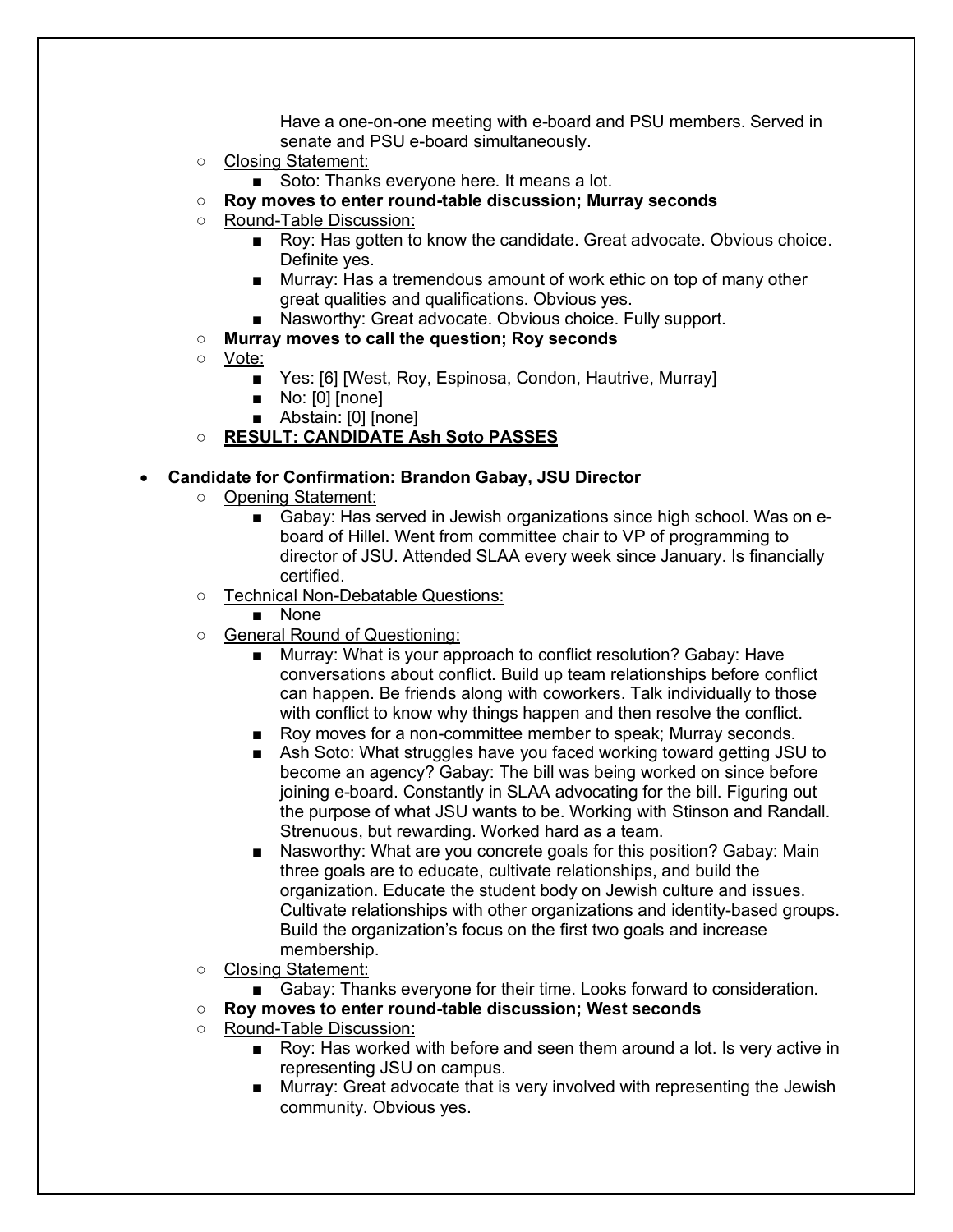- Have a one-on-one meeting with e-board and PSU members. Served in senate and PSU e-board simultaneously.
- Closing Statement:
  - Soto: Thanks everyone here. It means a lot.
- **Roy moves to enter round-table discussion; Murray seconds**
- Round-Table Discussion:
  - Roy: Has gotten to know the candidate. Great advocate. Obvious choice. Definite yes.
  - Murray: Has a tremendous amount of work ethic on top of many other great qualities and qualifications. Obvious yes.
  - Nasworthy: Great advocate. Obvious choice. Fully support.
- **Murray moves to call the question; Roy seconds**
- Vote:
  - Yes: [6] [West, Roy, Espinosa, Condon, Hautrive, Murray]
  - No: [0] [none]
  - Abstain: [0] [none]
- **RESULT: CANDIDATE Ash Soto PASSES**

- **Candidate for Confirmation: Brandon Gabay, JSU Director**
  - Opening Statement:
    - Gabay: Has served in Jewish organizations since high school. Was on e-board of Hillel. Went from committee chair to VP of programming to director of JSU. Attended SLAA every week since January. Is financially certified.
  - Technical Non-Debatable Questions:
    - None
  - General Round of Questioning:
    - Murray: What is your approach to conflict resolution? Gabay: Have conversations about conflict. Build up team relationships before conflict can happen. Be friends along with coworkers. Talk individually to those with conflict to know why things happen and then resolve the conflict.
    - Roy moves for a non-committee member to speak; Murray seconds.
    - Ash Soto: What struggles have you faced working toward getting JSU to become an agency? Gabay: The bill was being worked on since before joining e-board. Constantly in SLAA advocating for the bill. Figuring out the purpose of what JSU wants to be. Working with Stinson and Randall. Strenuous, but rewarding. Worked hard as a team.
    - Nasworthy: What are you concrete goals for this position? Gabay: Main three goals are to educate, cultivate relationships, and build the organization. Educate the student body on Jewish culture and issues. Cultivate relationships with other organizations and identity-based groups. Build the organization's focus on the first two goals and increase membership.
  - Closing Statement:
    - Gabay: Thanks everyone for their time. Looks forward to consideration.
  - **Roy moves to enter round-table discussion; West seconds**
  - Round-Table Discussion:
    - Roy: Has worked with before and seen them around a lot. Is very active in representing JSU on campus.
    - Murray: Great advocate that is very involved with representing the Jewish community. Obvious yes.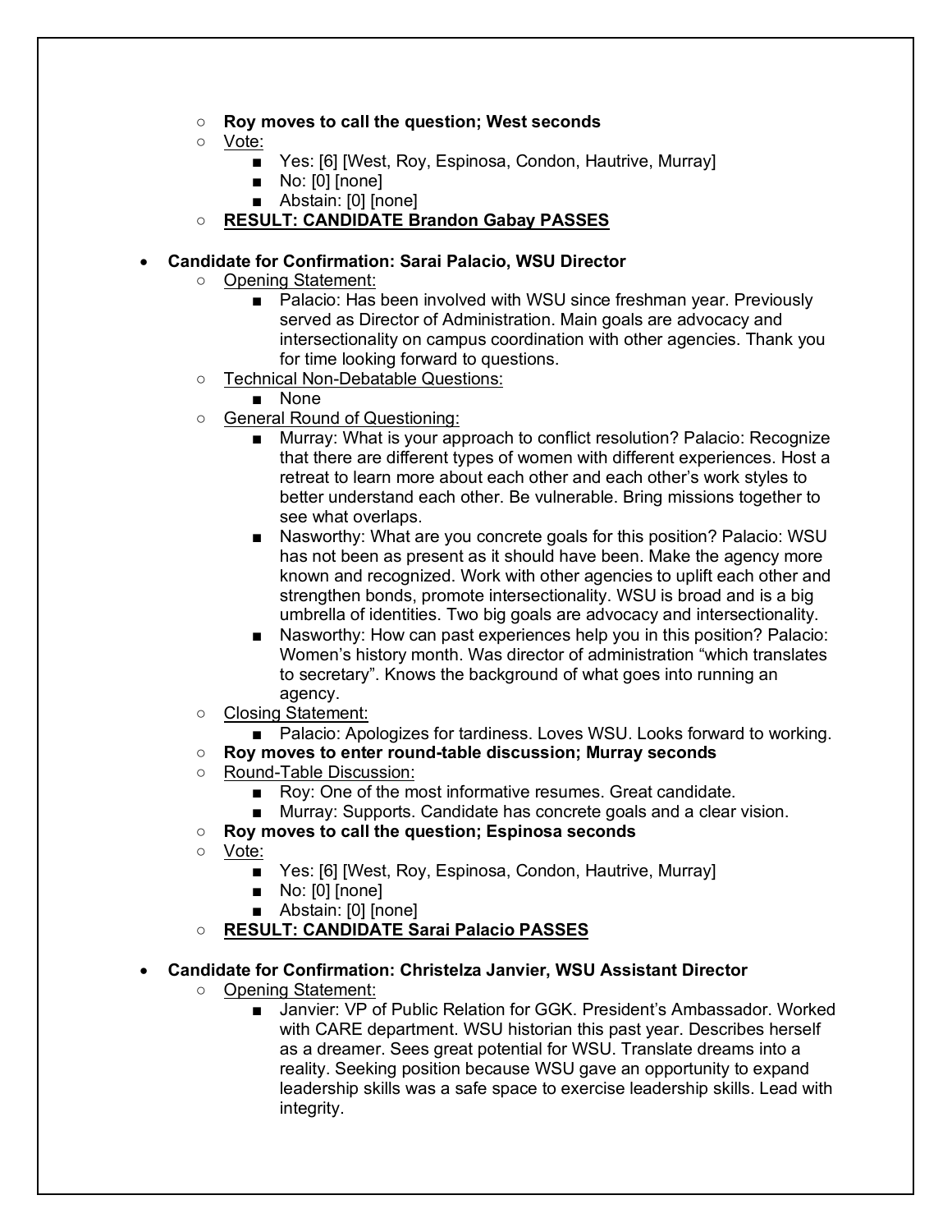- **Roy moves to call the question; West seconds**
- Vote:
  - Yes: [6] [West, Roy, Espinosa, Condon, Hautrive, Murray]
  - No: [0] [none]
  - Abstain: [0] [none]
- **RESULT: CANDIDATE Brandon Gabay PASSES**

- **Candidate for Confirmation: Sarai Palacio, WSU Director**
  - Opening Statement:
    - Palacio: Has been involved with WSU since freshman year. Previously served as Director of Administration. Main goals are advocacy and intersectionality on campus coordination with other agencies. Thank you for time looking forward to questions.
  - Technical Non-Debatable Questions:
    - None
  - General Round of Questioning:
    - Murray: What is your approach to conflict resolution? Palacio: Recognize that there are different types of women with different experiences. Host a retreat to learn more about each other and each other's work styles to better understand each other. Be vulnerable. Bring missions together to see what overlaps.
    - Nasworthy: What are you concrete goals for this position? Palacio: WSU has not been as present as it should have been. Make the agency more known and recognized. Work with other agencies to uplift each other and strengthen bonds, promote intersectionality. WSU is broad and is a big umbrella of identities. Two big goals are advocacy and intersectionality.
    - Nasworthy: How can past experiences help you in this position? Palacio: Women's history month. Was director of administration "which translates to secretary". Knows the background of what goes into running an agency.
  - Closing Statement:
    - Palacio: Apologizes for tardiness. Loves WSU. Looks forward to working.
  - **Roy moves to enter round-table discussion; Murray seconds**
  - Round-Table Discussion:
    - Roy: One of the most informative resumes. Great candidate.
    - Murray: Supports. Candidate has concrete goals and a clear vision.
  - **Roy moves to call the question; Espinosa seconds**
  - Vote:
    - Yes: [6] [West, Roy, Espinosa, Condon, Hautrive, Murray]
    - No: [0] [none]
    - Abstain: [0] [none]
  - **RESULT: CANDIDATE Sarai Palacio PASSES**

- **Candidate for Confirmation: Christelza Janvier, WSU Assistant Director**
  - Opening Statement:
    - Janvier: VP of Public Relation for GGK. President's Ambassador. Worked with CARE department. WSU historian this past year. Describes herself as a dreamer. Sees great potential for WSU. Translate dreams into a reality. Seeking position because WSU gave an opportunity to expand leadership skills was a safe space to exercise leadership skills. Lead with integrity.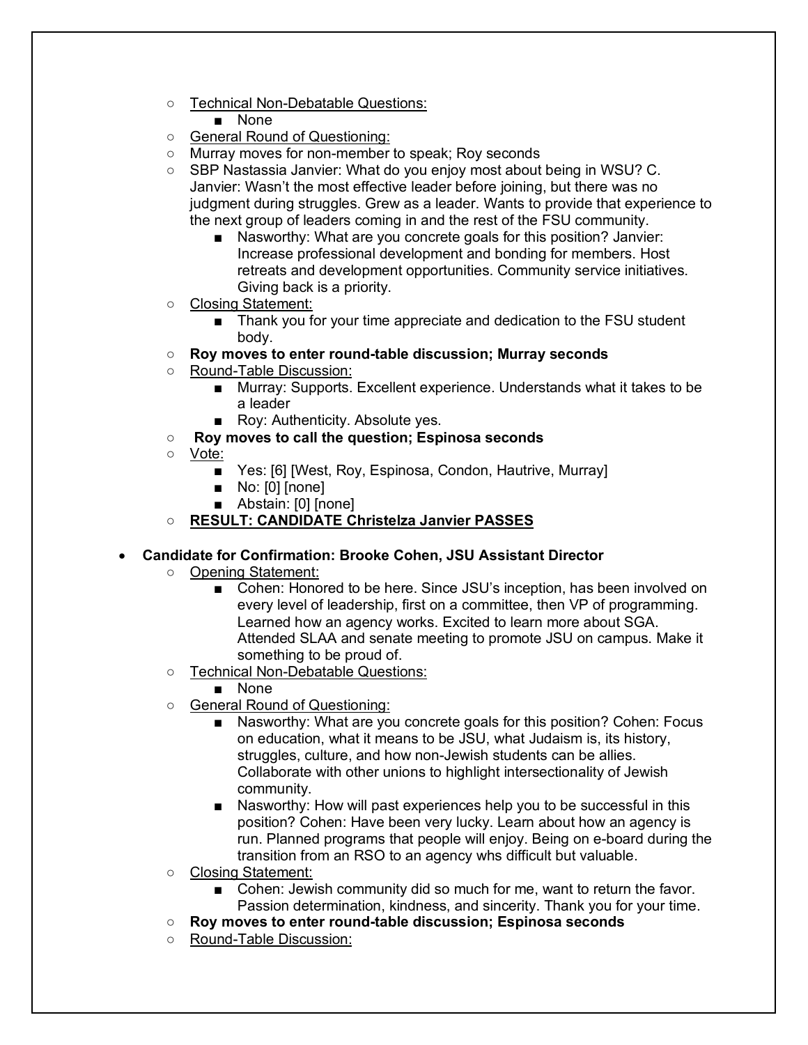- Technical Non-Debatable Questions:
  - None
- General Round of Questioning:
- Murray moves for non-member to speak; Roy seconds
- SBP Nastassia Janvier: What do you enjoy most about being in WSU? C. Janvier: Wasn't the most effective leader before joining, but there was no judgment during struggles. Grew as a leader. Wants to provide that experience to the next group of leaders coming in and the rest of the FSU community.
  - Nasworthy: What are you concrete goals for this position? Janvier: Increase professional development and bonding for members. Host retreats and development opportunities. Community service initiatives. Giving back is a priority.
- Closing Statement:
  - Thank you for your time appreciate and dedication to the FSU student body.
- **Roy moves to enter round-table discussion; Murray seconds**
- Round-Table Discussion:
  - Murray: Supports. Excellent experience. Understands what it takes to be a leader
  - Roy: Authenticity. Absolute yes.
- **Roy moves to call the question; Espinosa seconds**
- Vote:
  - Yes: [6] [West, Roy, Espinosa, Condon, Hautrive, Murray]
  - No: [0] [none]
  - Abstain: [0] [none]
- **RESULT: CANDIDATE Christelza Janvier PASSES**

- **Candidate for Confirmation: Brooke Cohen, JSU Assistant Director**
  - Opening Statement:
    - Cohen: Honored to be here. Since JSU's inception, has been involved on every level of leadership, first on a committee, then VP of programming. Learned how an agency works. Excited to learn more about SGA. Attended SLAA and senate meeting to promote JSU on campus. Make it something to be proud of.
  - Technical Non-Debatable Questions:
    - None
  - General Round of Questioning:
    - Nasworthy: What are you concrete goals for this position? Cohen: Focus on education, what it means to be JSU, what Judaism is, its history, struggles, culture, and how non-Jewish students can be allies. Collaborate with other unions to highlight intersectionality of Jewish community.
    - Nasworthy: How will past experiences help you to be successful in this position? Cohen: Have been very lucky. Learn about how an agency is run. Planned programs that people will enjoy. Being on e-board during the transition from an RSO to an agency whs difficult but valuable.
  - Closing Statement:
    - Cohen: Jewish community did so much for me, want to return the favor. Passion determination, kindness, and sincerity. Thank you for your time.
  - **Roy moves to enter round-table discussion; Espinosa seconds**
  - Round-Table Discussion: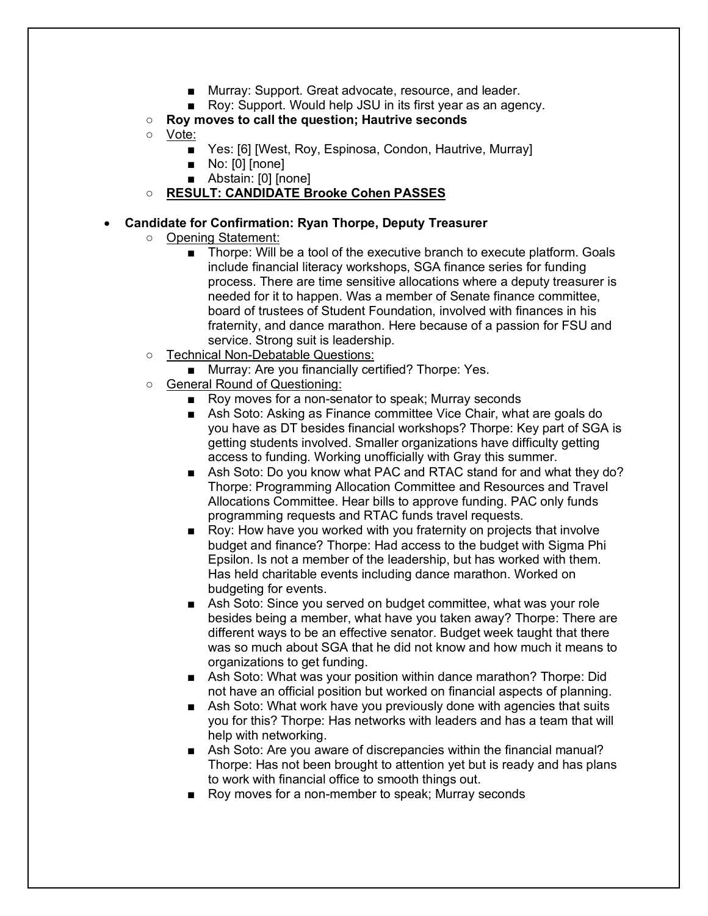- Murray: Support. Great advocate, resource, and leader.
        - Roy: Support. Would help JSU in its first year as an agency.
    - **Roy moves to call the question; Hautrive seconds**
    - Vote:
        - Yes: [6] [West, Roy, Espinosa, Condon, Hautrive, Murray]
        - No: [0] [none]
        - Abstain: [0] [none]
    - **RESULT: CANDIDATE Brooke Cohen PASSES**

- **Candidate for Confirmation: Ryan Thorpe, Deputy Treasurer**
    - Opening Statement:
        - Thorpe: Will be a tool of the executive branch to execute platform. Goals include financial literacy workshops, SGA finance series for funding process. There are time sensitive allocations where a deputy treasurer is needed for it to happen. Was a member of Senate finance committee, board of trustees of Student Foundation, involved with finances in his fraternity, and dance marathon. Here because of a passion for FSU and service. Strong suit is leadership.
    - Technical Non-Debatable Questions:
        - Murray: Are you financially certified? Thorpe: Yes.
    - General Round of Questioning:
        - Roy moves for a non-senator to speak; Murray seconds
        - Ash Soto: Asking as Finance committee Vice Chair, what are goals do you have as DT besides financial workshops? Thorpe: Key part of SGA is getting students involved. Smaller organizations have difficulty getting access to funding. Working unofficially with Gray this summer.
        - Ash Soto: Do you know what PAC and RTAC stand for and what they do? Thorpe: Programming Allocation Committee and Resources and Travel Allocations Committee. Hear bills to approve funding. PAC only funds programming requests and RTAC funds travel requests.
        - Roy: How have you worked with you fraternity on projects that involve budget and finance? Thorpe: Had access to the budget with Sigma Phi Epsilon. Is not a member of the leadership, but has worked with them. Has held charitable events including dance marathon. Worked on budgeting for events.
        - Ash Soto: Since you served on budget committee, what was your role besides being a member, what have you taken away? Thorpe: There are different ways to be an effective senator. Budget week taught that there was so much about SGA that he did not know and how much it means to organizations to get funding.
        - Ash Soto: What was your position within dance marathon? Thorpe: Did not have an official position but worked on financial aspects of planning.
        - Ash Soto: What work have you previously done with agencies that suits you for this? Thorpe: Has networks with leaders and has a team that will help with networking.
        - Ash Soto: Are you aware of discrepancies within the financial manual? Thorpe: Has not been brought to attention yet but is ready and has plans to work with financial office to smooth things out.
        - Roy moves for a non-member to speak; Murray seconds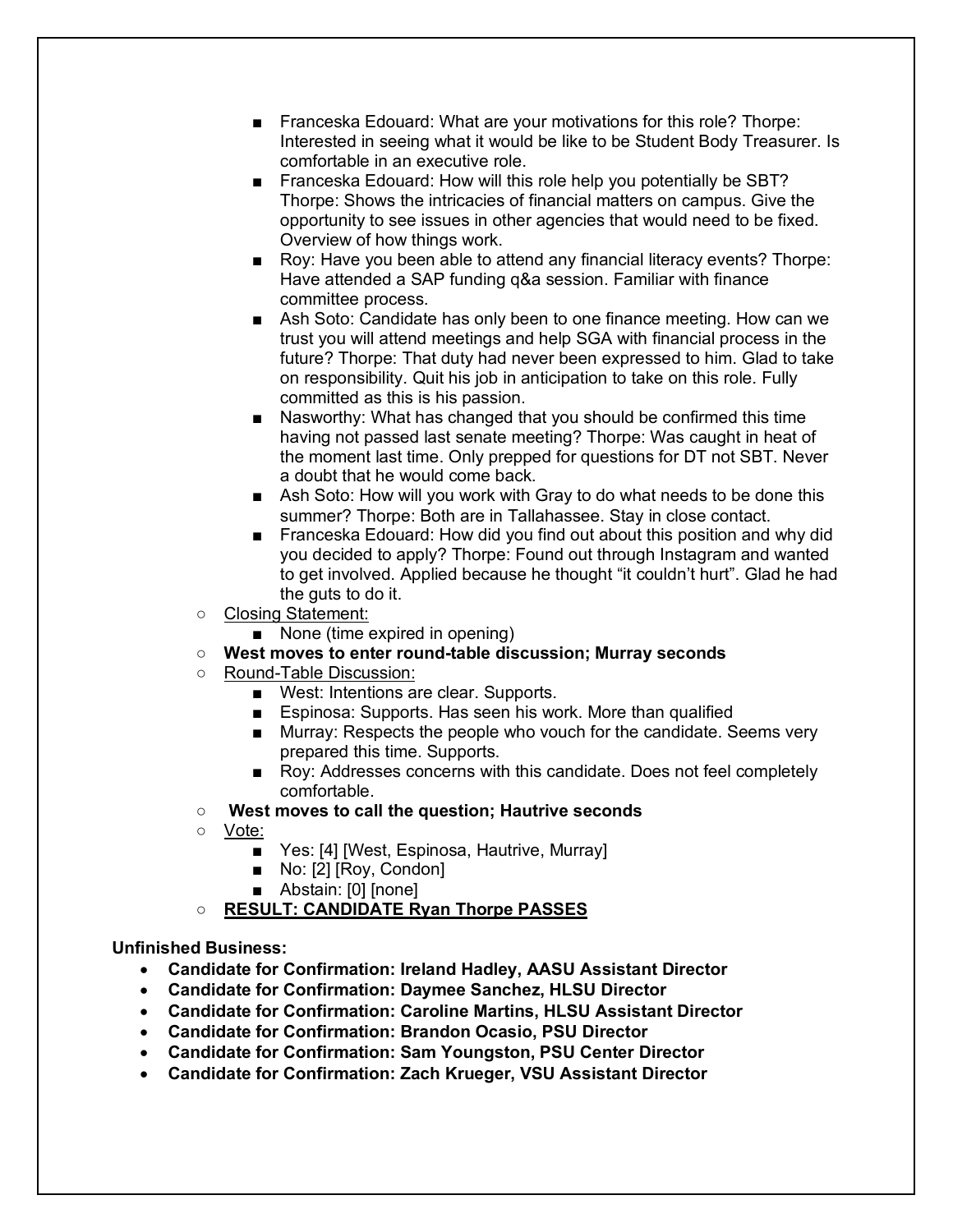- Franceska Edouard: What are your motivations for this role? Thorpe: Interested in seeing what it would be like to be Student Body Treasurer. Is comfortable in an executive role.
        - Franceska Edouard: How will this role help you potentially be SBT? Thorpe: Shows the intricacies of financial matters on campus. Give the opportunity to see issues in other agencies that would need to be fixed. Overview of how things work.
        - Roy: Have you been able to attend any financial literacy events? Thorpe: Have attended a SAP funding q&a session. Familiar with finance committee process.
        - Ash Soto: Candidate has only been to one finance meeting. How can we trust you will attend meetings and help SGA with financial process in the future? Thorpe: That duty had never been expressed to him. Glad to take on responsibility. Quit his job in anticipation to take on this role. Fully committed as this is his passion.
        - Nasworthy: What has changed that you should be confirmed this time having not passed last senate meeting? Thorpe: Was caught in heat of the moment last time. Only prepped for questions for DT not SBT. Never a doubt that he would come back.
        - Ash Soto: How will you work with Gray to do what needs to be done this summer? Thorpe: Both are in Tallahassee. Stay in close contact.
        - Franceska Edouard: How did you find out about this position and why did you decided to apply? Thorpe: Found out through Instagram and wanted to get involved. Applied because he thought "it couldn't hurt". Glad he had the guts to do it.
    - <u>Closing Statement:</u>
        - None (time expired in opening)
    - **West moves to enter round-table discussion; Murray seconds**
    - <u>Round-Table Discussion:</u>
        - West: Intentions are clear. Supports.
        - Espinosa: Supports. Has seen his work. More than qualified
        - Murray: Respects the people who vouch for the candidate. Seems very prepared this time. Supports.
        - Roy: Addresses concerns with this candidate. Does not feel completely comfortable.
    - **West moves to call the question; Hautrive seconds**
    - <u>Vote:</u>
        - Yes: [4] [West, Espinosa, Hautrive, Murray]
        - No: [2] [Roy, Condon]
        - Abstain: [0] [none]
    - **<u>RESULT: CANDIDATE Ryan Thorpe PASSES</u>**

**Unfinished Business:**

- **Candidate for Confirmation: Ireland Hadley, AASU Assistant Director**
- **Candidate for Confirmation: Daymee Sanchez, HLSU Director**
- **Candidate for Confirmation: Caroline Martins, HLSU Assistant Director**
- **Candidate for Confirmation: Brandon Ocasio, PSU Director**
- **Candidate for Confirmation: Sam Youngston, PSU Center Director**
- **Candidate for Confirmation: Zach Krueger, VSU Assistant Director**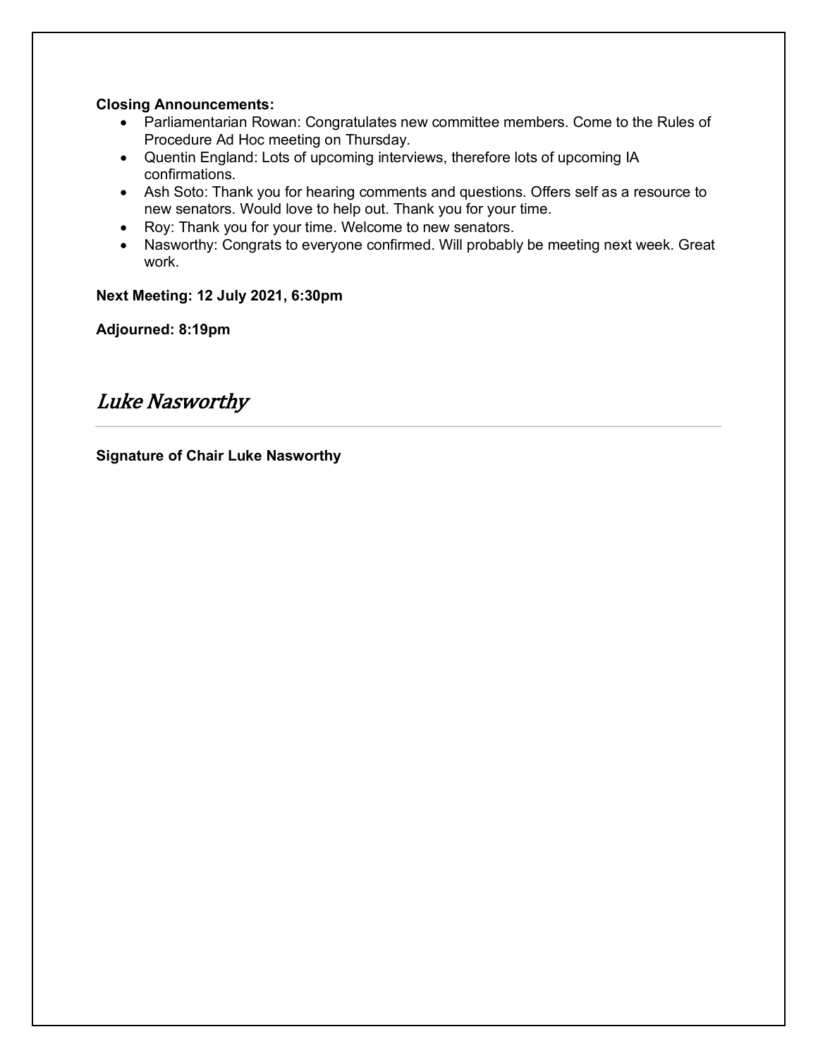**Closing Announcements:**

- Parliamentarian Rowan: Congratulates new committee members. Come to the Rules of Procedure Ad Hoc meeting on Thursday.
- Quentin England: Lots of upcoming interviews, therefore lots of upcoming IA confirmations.
- Ash Soto: Thank you for hearing comments and questions. Offers self as a resource to new senators. Would love to help out. Thank you for your time.
- Roy: Thank you for your time. Welcome to new senators.
- Nasworthy: Congrats to everyone confirmed. Will probably be meeting next week. Great work.

**Next Meeting: 12 July 2021, 6:30pm**

**Adjourned: 8:19pm**

*Luke Nasworthy*

---

**Signature of Chair Luke Nasworthy**